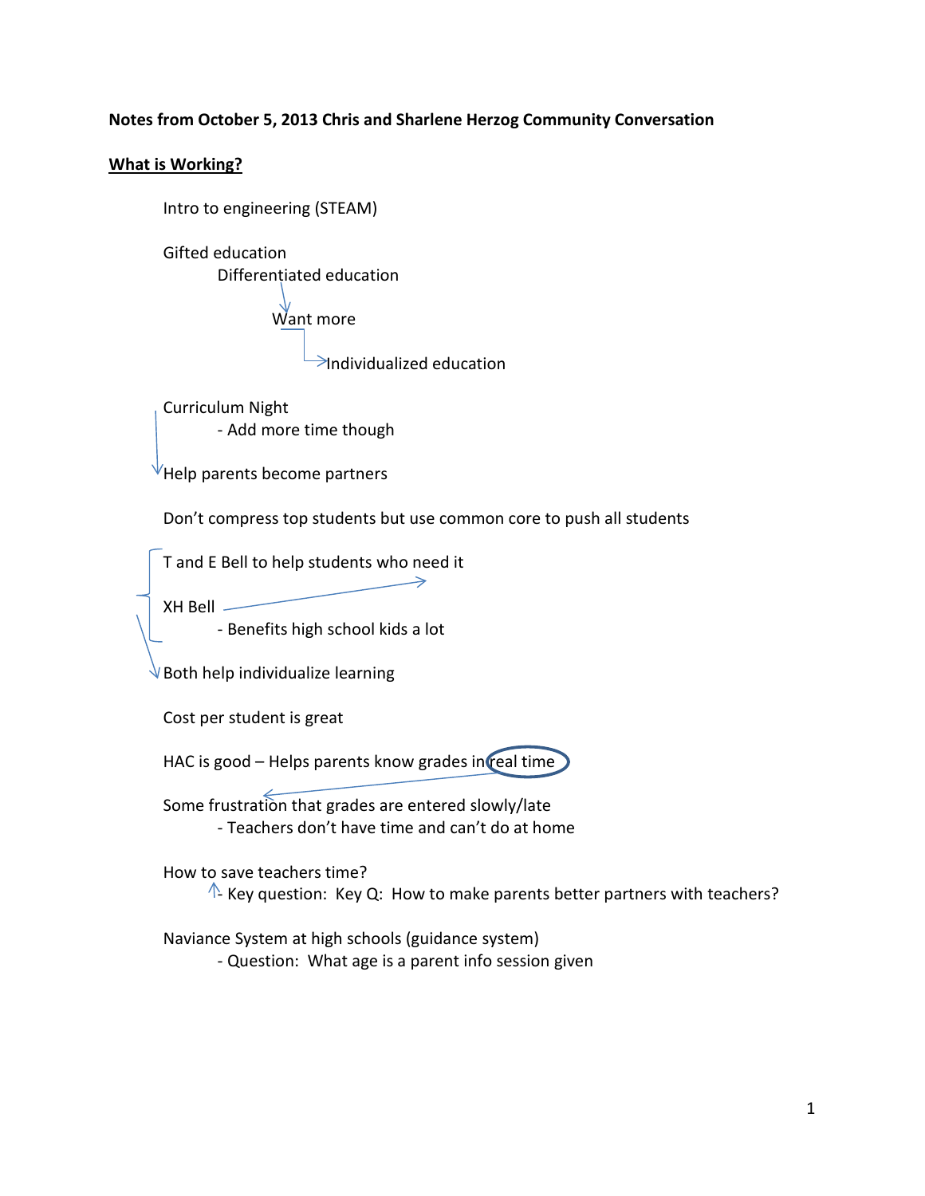**Notes from October 5, 2013 Chris and Sharlene Herzog Community Conversation**

**What is Working?**

Intro to engineering (STEAM)

Gifted education

- Differentiated education
  - Want more
    - Individualized education

Curriculum Night

- Add more time though

Help parents become partners

Don't compress top students but use common core to push all students

T and E Bell to help students who need it

XH Bell

- Benefits high school kids a lot

Both help individualize learning

Cost per student is great

HAC is good – Helps parents know grades in real time

Some frustration that grades are entered slowly/late

- Teachers don't have time and can't do at home

How to save teachers time?

- Key question: Key Q: How to make parents better partners with teachers?

Naviance System at high schools (guidance system)

- Question: What age is a parent info session given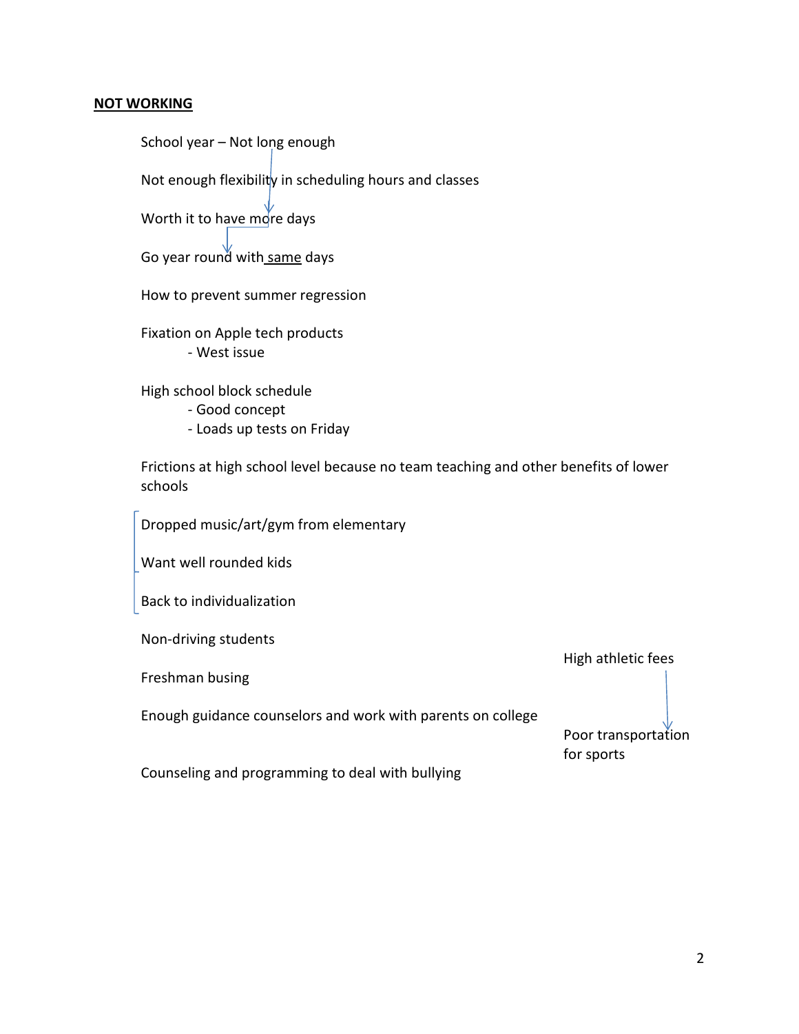**NOT WORKING**

School year – Not long enough

Not enough flexibility in scheduling hours and classes

Worth it to have more days

Go year round with same days

How to prevent summer regression

Fixation on Apple tech products
- West issue

High school block schedule
- Good concept
- Loads up tests on Friday

Frictions at high school level because no team teaching and other benefits of lower schools

Dropped music/art/gym from elementary

Want well rounded kids

Back to individualization

Non-driving students

Freshman busing

Enough guidance counselors and work with parents on college

Counseling and programming to deal with bullying

High athletic fees

Poor transportation for sports